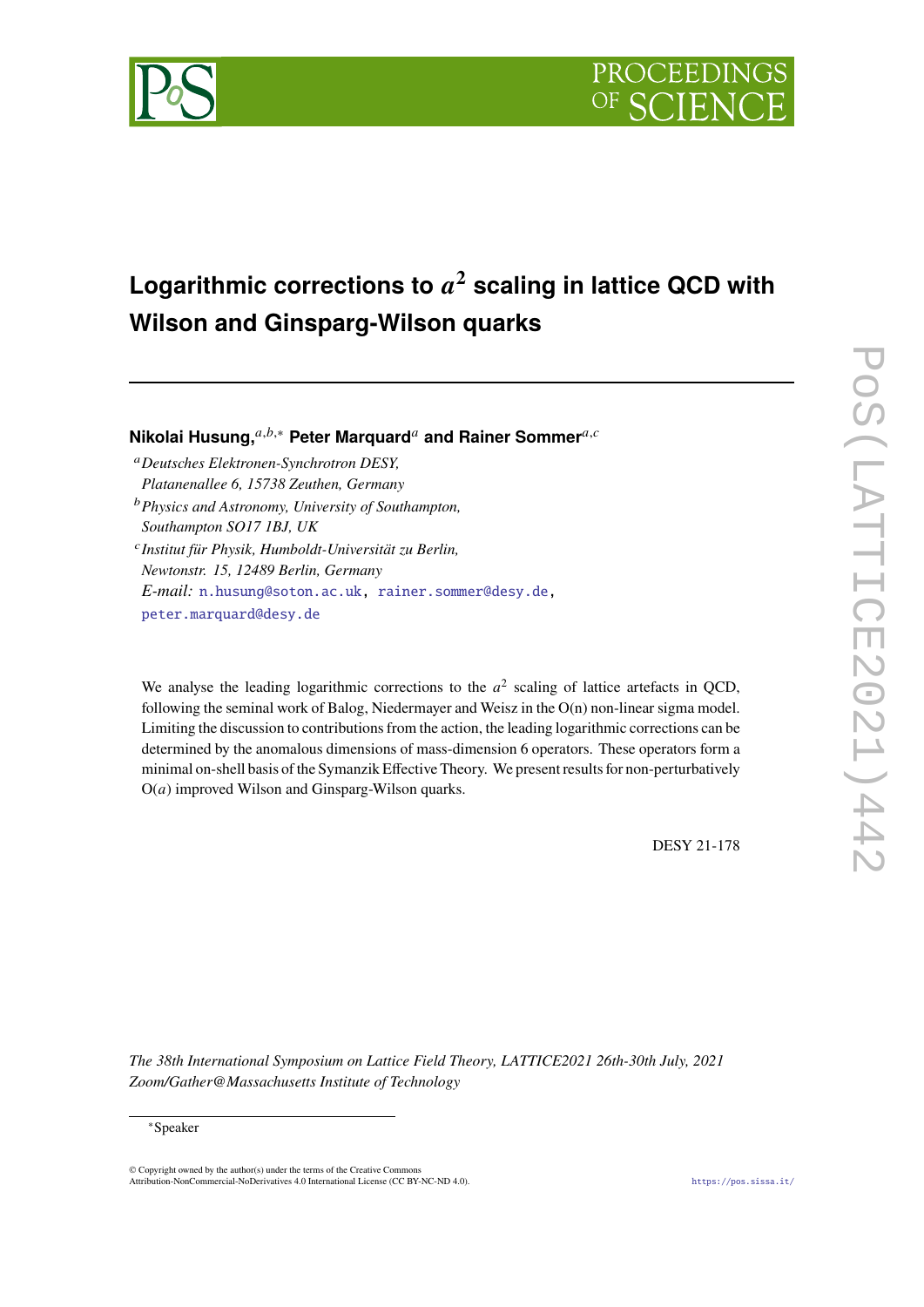# Logarithmic corrections to $a^2$ scaling in lattice QCD with Wilson and Ginsparg-Wilson quarks

**Nikolai Husung,**[a,b,*] **Peter Marquard**[a] **and Rainer Sommer**[a,c]

[a] *Deutsches Elektronen-Synchrotron DESY, Platanenallee 6, 15738 Zeuthen, Germany*

[b] *Physics and Astronomy, University of Southampton, Southampton SO17 1BJ, UK*

[c] *Institut für Physik, Humboldt-Universität zu Berlin, Newtonstr. 15, 12489 Berlin, Germany*

*E-mail:* n.husung@soton.ac.uk, rainer.sommer@desy.de, peter.marquard@desy.de

We analyse the leading logarithmic corrections to the $a^2$ scaling of lattice artefacts in QCD, following the seminal work of Balog, Niedermayer and Weisz in the O(n) non-linear sigma model. Limiting the discussion to contributions from the action, the leading logarithmic corrections can be determined by the anomalous dimensions of mass-dimension 6 operators. These operators form a minimal on-shell basis of the Symanzik Effective Theory. We present results for non-perturbatively O($a$) improved Wilson and Ginsparg-Wilson quarks.

DESY 21-178

*The 38th International Symposium on Lattice Field Theory, LATTICE2021 26th-30th July, 2021 Zoom/Gather@Massachusetts Institute of Technology*

*Speaker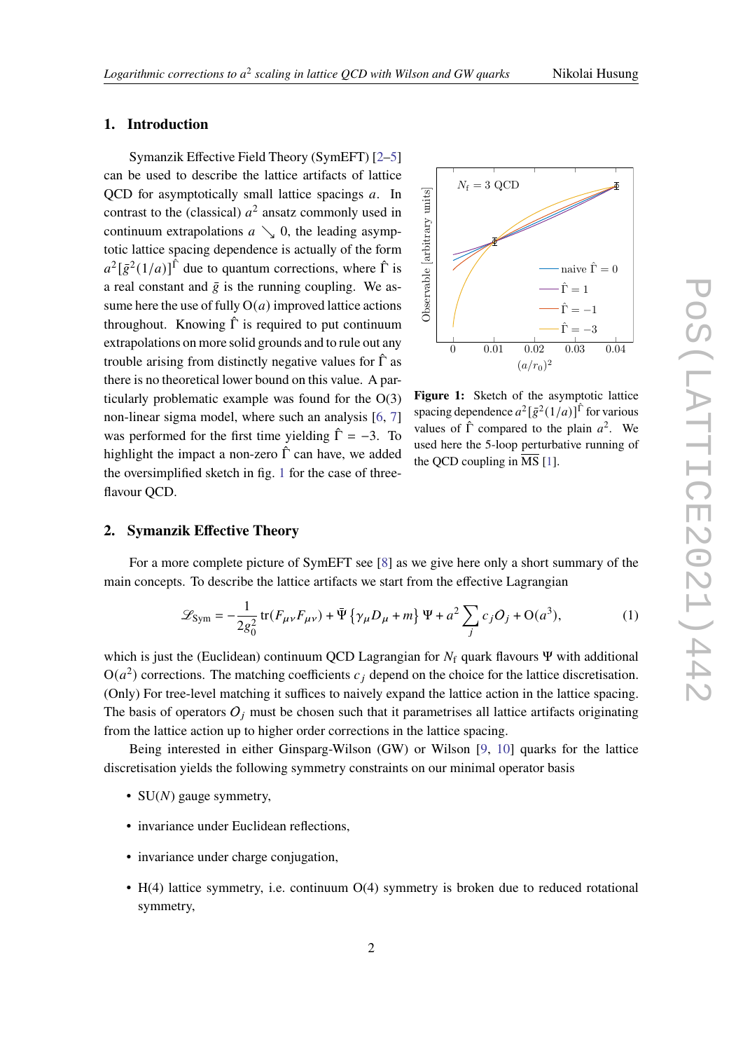## 1. Introduction

Symanzik Effective Field Theory (SymEFT) [2–5] can be used to describe the lattice artifacts of lattice QCD for asymptotically small lattice spacings $a$. In contrast to the (classical) $a^2$ ansatz commonly used in continuum extrapolations $a \searrow 0$, the leading asymptotic lattice spacing dependence is actually of the form $a^2[\bar{g}^2(1/a)]^{\hat{\Gamma}}$ due to quantum corrections, where $\hat{\Gamma}$ is a real constant and $\bar{g}$ is the running coupling. We assume here the use of fully $\mathrm{O}(a)$ improved lattice actions throughout. Knowing $\hat{\Gamma}$ is required to put continuum extrapolations on more solid grounds and to rule out any trouble arising from distinctly negative values for $\hat{\Gamma}$ as there is no theoretical lower bound on this value. A particularly problematic example was found for the O(3) non-linear sigma model, where such an analysis [6, 7] was performed for the first time yielding $\hat{\Gamma} = -3$. To highlight the impact a non-zero $\hat{\Gamma}$ can have, we added the oversimplified sketch in fig. 1 for the case of three-flavour QCD.

**Figure 1:** Sketch of the asymptotic lattice spacing dependence $a^2[\bar{g}^2(1/a)]^{\hat{\Gamma}}$ for various values of $\hat{\Gamma}$ compared to the plain $a^2$. We used here the 5-loop perturbative running of the QCD coupling in $\overline{\mathrm{MS}}$ [1].

## 2. Symanzik Effective Theory

For a more complete picture of SymEFT see [8] as we give here only a short summary of the main concepts. To describe the lattice artifacts we start from the effective Lagrangian

$$\mathscr{L}_{\mathrm{Sym}} = -\frac{1}{2g_0^2}\,\mathrm{tr}(F_{\mu\nu}F_{\mu\nu}) + \bar{\Psi}\left\{\gamma_\mu D_\mu + m\right\}\Psi + a^2\sum_j c_j O_j + \mathrm{O}(a^3), \tag{1}$$

which is just the (Euclidean) continuum QCD Lagrangian for $N_\mathrm{f}$ quark flavours $\Psi$ with additional $\mathrm{O}(a^2)$ corrections. The matching coefficients $c_j$ depend on the choice for the lattice discretisation. (Only) For tree-level matching it suffices to naively expand the lattice action in the lattice spacing. The basis of operators $O_j$ must be chosen such that it parametrises all lattice artifacts originating from the lattice action up to higher order corrections in the lattice spacing.

Being interested in either Ginsparg-Wilson (GW) or Wilson [9, 10] quarks for the lattice discretisation yields the following symmetry constraints on our minimal operator basis

- $\mathrm{SU}(N)$ gauge symmetry,
- invariance under Euclidean reflections,
- invariance under charge conjugation,
- H(4) lattice symmetry, i.e. continuum O(4) symmetry is broken due to reduced rotational symmetry,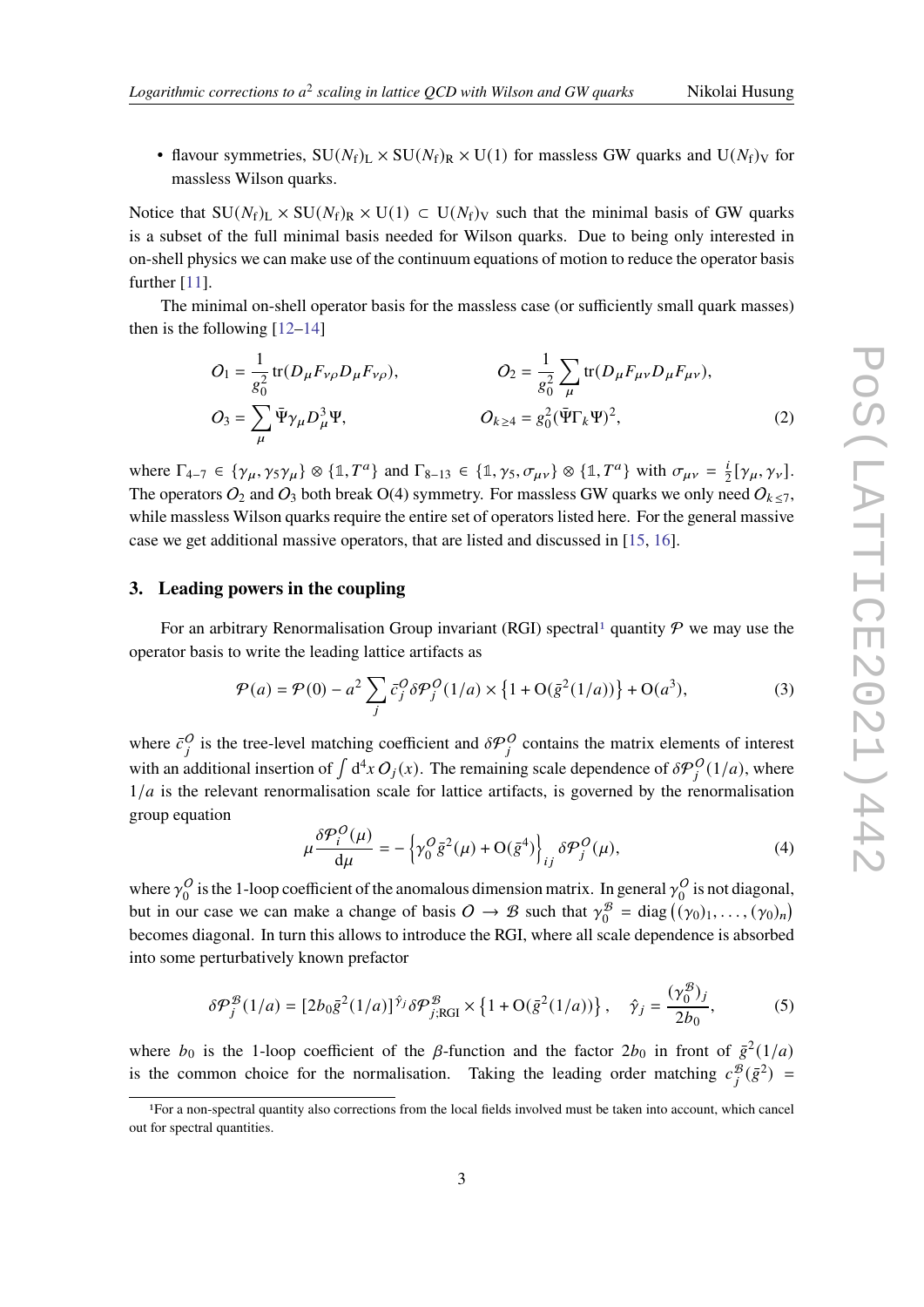- flavour symmetries, $\mathrm{SU}(N_\mathrm{f})_\mathrm{L} \times \mathrm{SU}(N_\mathrm{f})_\mathrm{R} \times \mathrm{U}(1)$ for massless GW quarks and $\mathrm{U}(N_\mathrm{f})_\mathrm{V}$ for massless Wilson quarks.

Notice that $\mathrm{SU}(N_\mathrm{f})_\mathrm{L} \times \mathrm{SU}(N_\mathrm{f})_\mathrm{R} \times \mathrm{U}(1) \subset \mathrm{U}(N_\mathrm{f})_\mathrm{V}$ such that the minimal basis of GW quarks is a subset of the full minimal basis needed for Wilson quarks. Due to being only interested in on-shell physics we can make use of the continuum equations of motion to reduce the operator basis further [11].

The minimal on-shell operator basis for the massless case (or sufficiently small quark masses) then is the following [12–14]

$$
\begin{aligned}
O_1 &= \frac{1}{g_0^2}\,\mathrm{tr}(D_\mu F_{\nu\rho} D_\mu F_{\nu\rho}), & O_2 &= \frac{1}{g_0^2}\sum_\mu \mathrm{tr}(D_\mu F_{\mu\nu} D_\mu F_{\mu\nu}), \\
O_3 &= \sum_\mu \bar{\Psi}\gamma_\mu D_\mu^3 \Psi, & O_{k\geq 4} &= g_0^2 (\bar{\Psi}\Gamma_k \Psi)^2,
\end{aligned} \tag{2}
$$

where $\Gamma_{4-7} \in \{\gamma_\mu, \gamma_5\gamma_\mu\} \otimes \{\mathbb{1}, T^a\}$ and $\Gamma_{8-13} \in \{\mathbb{1}, \gamma_5, \sigma_{\mu\nu}\} \otimes \{\mathbb{1}, T^a\}$ with $\sigma_{\mu\nu} = \frac{i}{2}[\gamma_\mu, \gamma_\nu]$. The operators $O_2$ and $O_3$ both break O(4) symmetry. For massless GW quarks we only need $O_{k\leq 7}$, while massless Wilson quarks require the entire set of operators listed here. For the general massive case we get additional massive operators, that are listed and discussed in [15, 16].

## 3. Leading powers in the coupling

For an arbitrary Renormalisation Group invariant (RGI) spectral[1] quantity $\mathcal{P}$ we may use the operator basis to write the leading lattice artifacts as

$$
\mathcal{P}(a) = \mathcal{P}(0) - a^2 \sum_j \bar{c}_j^{\,O}\, \delta\mathcal{P}_j^{O}(1/a) \times \left\{1 + \mathrm{O}(\bar{g}^2(1/a))\right\} + \mathrm{O}(a^3), \tag{3}
$$

where $\bar{c}_j^{\,O}$ is the tree-level matching coefficient and $\delta\mathcal{P}_j^{O}$ contains the matrix elements of interest with an additional insertion of $\int \mathrm{d}^4x\, O_j(x)$. The remaining scale dependence of $\delta\mathcal{P}_j^{O}(1/a)$, where $1/a$ is the relevant renormalisation scale for lattice artifacts, is governed by the renormalisation group equation

$$
\mu \frac{\delta\mathcal{P}_i^{O}(\mu)}{\mathrm{d}\mu} = -\left\{\gamma_0^{O}\bar{g}^2(\mu) + \mathrm{O}(\bar{g}^4)\right\}_{ij} \delta\mathcal{P}_j^{O}(\mu), \tag{4}
$$

where $\gamma_0^{O}$ is the 1-loop coefficient of the anomalous dimension matrix. In general $\gamma_0^{O}$ is not diagonal, but in our case we can make a change of basis $O \to \mathcal{B}$ such that $\gamma_0^{\mathcal{B}} = \mathrm{diag}\left((\gamma_0)_1, \ldots, (\gamma_0)_n\right)$ becomes diagonal. In turn this allows to introduce the RGI, where all scale dependence is absorbed into some perturbatively known prefactor

$$
\delta\mathcal{P}_j^{\mathcal{B}}(1/a) = [2b_0\bar{g}^2(1/a)]^{\hat{\gamma}_j}\, \delta\mathcal{P}_{j;\mathrm{RGI}}^{\mathcal{B}} \times \left\{1 + \mathrm{O}(\bar{g}^2(1/a))\right\}, \quad \hat{\gamma}_j = \frac{(\gamma_0^{\mathcal{B}})_j}{2b_0}, \tag{5}
$$

where $b_0$ is the 1-loop coefficient of the $\beta$-function and the factor $2b_0$ in front of $\bar{g}^2(1/a)$ is the common choice for the normalisation. Taking the leading order matching $c_j^{\mathcal{B}}(\bar{g}^2) =$

[1] For a non-spectral quantity also corrections from the local fields involved must be taken into account, which cancel out for spectral quantities.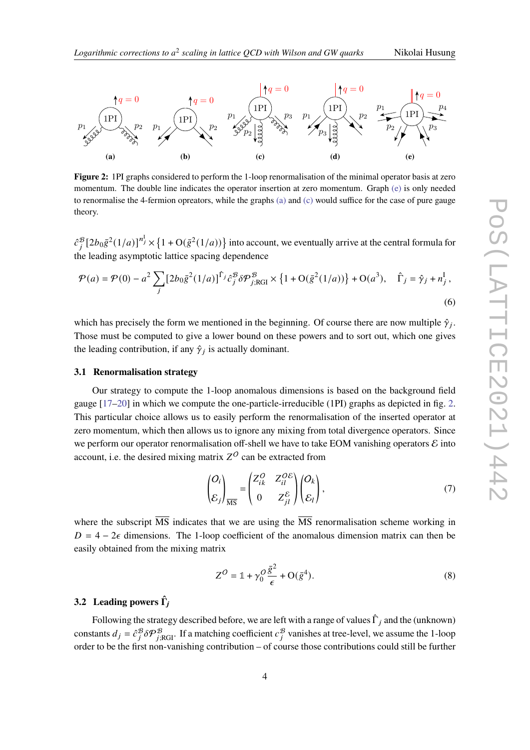**Figure 2:** 1PI graphs considered to perform the 1-loop renormalisation of the minimal operator basis at zero momentum. The double line indicates the operator insertion at zero momentum. Graph (e) is only needed to renormalise the 4-fermion opreators, while the graphs (a) and (c) would suffice for the case of pure gauge theory.

$\hat{c}_j^{\mathcal{B}}[2b_0\bar{g}^2(1/a)]^{n_j^{\mathrm{I}}} \times \{1 + \mathrm{O}(\bar{g}^2(1/a))\}$ into account, we eventually arrive at the central formula for the leading asymptotic lattice spacing dependence

$$\mathcal{P}(a) = \mathcal{P}(0) - a^2 \sum_j [2b_0\bar{g}^2(1/a)]^{\hat{\Gamma}_j} \hat{c}_j^{\mathcal{B}} \delta\mathcal{P}_{j;\mathrm{RGI}}^{\mathcal{B}} \times \{1 + \mathrm{O}(\bar{g}^2(1/a))\} + \mathrm{O}(a^3), \quad \hat{\Gamma}_j = \hat{\gamma}_j + n_j^{\mathrm{I}}, \tag{6}$$

which has precisely the form we mentioned in the beginning. Of course there are now multiple $\hat{\gamma}_j$. Those must be computed to give a lower bound on these powers and to sort out, which one gives the leading contribution, if any $\hat{\gamma}_j$ is actually dominant.

### 3.1 Renormalisation strategy

Our strategy to compute the 1-loop anomalous dimensions is based on the background field gauge [17–20] in which we compute the one-particle-irreducible (1PI) graphs as depicted in fig. 2. This particular choice allows us to easily perform the renormalisation of the inserted operator at zero momentum, which then allows us to ignore any mixing from total divergence operators. Since we perform our operator renormalisation off-shell we have to take EOM vanishing operators $\mathcal{E}$ into account, i.e. the desired mixing matrix $Z^{\mathcal{O}}$ can be extracted from

$$\begin{pmatrix} \mathcal{O}_i \\ \mathcal{E}_j \end{pmatrix}_{\overline{\mathrm{MS}}} = \begin{pmatrix} Z_{ik}^{\mathcal{O}} & Z_{il}^{\mathcal{O}\mathcal{E}} \\ 0 & Z_{jl}^{\mathcal{E}} \end{pmatrix} \begin{pmatrix} \mathcal{O}_k \\ \mathcal{E}_l \end{pmatrix}, \tag{7}$$

where the subscript $\overline{\mathrm{MS}}$ indicates that we are using the $\overline{\mathrm{MS}}$ renormalisation scheme working in $D = 4 - 2\epsilon$ dimensions. The 1-loop coefficient of the anomalous dimension matrix can then be easily obtained from the mixing matrix

$$Z^{\mathcal{O}} = \mathbb{1} + \gamma_0^{\mathcal{O}} \frac{\bar{g}^2}{\epsilon} + \mathrm{O}(\bar{g}^4). \tag{8}$$

### 3.2 Leading powers $\hat{\Gamma}_j$

Following the strategy described before, we are left with a range of values $\hat{\Gamma}_j$ and the (unknown) constants $d_j = \hat{c}_j^{\mathcal{B}} \delta\mathcal{P}_{j;\mathrm{RGI}}^{\mathcal{B}}$. If a matching coefficient $c_j^{\mathcal{B}}$ vanishes at tree-level, we assume the 1-loop order to be the first non-vanishing contribution – of course those contributions could still be further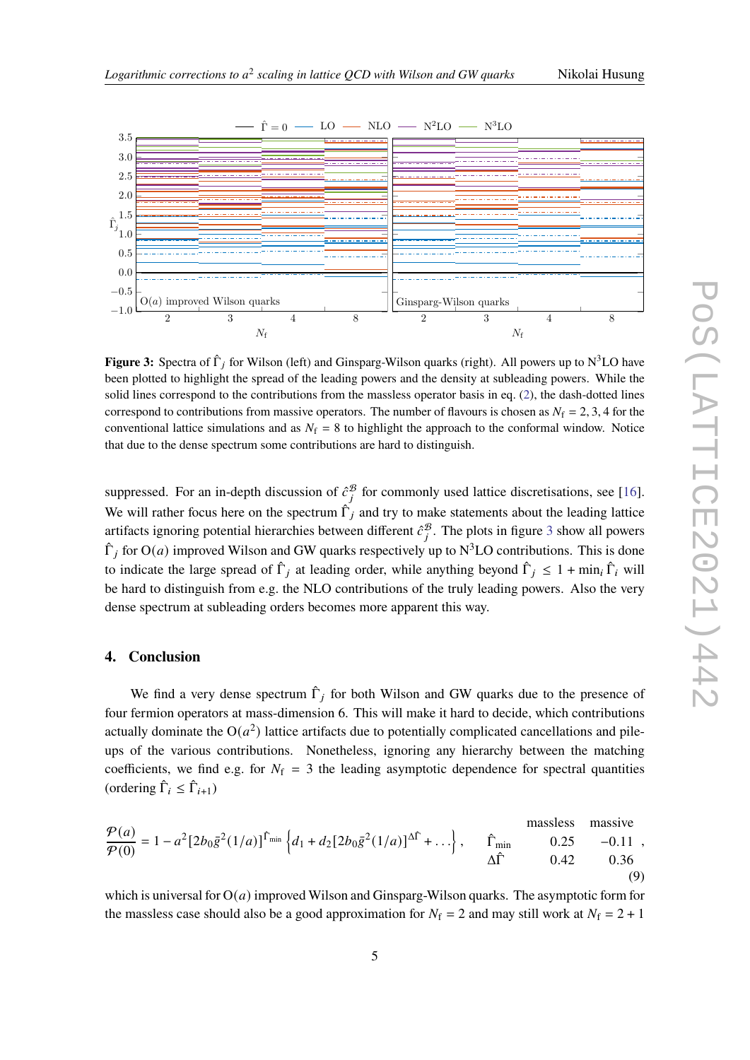**Figure 3:** Spectra of $\hat{\Gamma}_j$ for Wilson (left) and Ginsparg-Wilson quarks (right). All powers up to N$^3$LO have been plotted to highlight the spread of the leading powers and the density at subleading powers. While the solid lines correspond to the contributions from the massless operator basis in eq. (2), the dash-dotted lines correspond to contributions from massive operators. The number of flavours is chosen as $N_\mathrm{f} = 2, 3, 4$ for the conventional lattice simulations and as $N_\mathrm{f} = 8$ to highlight the approach to the conformal window. Notice that due to the dense spectrum some contributions are hard to distinguish.

suppressed. For an in-depth discussion of $\hat{c}_j^{\mathcal{B}}$ for commonly used lattice discretisations, see [16]. We will rather focus here on the spectrum $\hat{\Gamma}_j$ and try to make statements about the leading lattice artifacts ignoring potential hierarchies between different $\hat{c}_j^{\mathcal{B}}$. The plots in figure 3 show all powers $\hat{\Gamma}_j$ for O($a$) improved Wilson and GW quarks respectively up to N$^3$LO contributions. This is done to indicate the large spread of $\hat{\Gamma}_j$ at leading order, while anything beyond $\hat{\Gamma}_j \leq 1 + \min_i \hat{\Gamma}_i$ will be hard to distinguish from e.g. the NLO contributions of the truly leading powers. Also the very dense spectrum at subleading orders becomes more apparent this way.

## 4. Conclusion

We find a very dense spectrum $\hat{\Gamma}_j$ for both Wilson and GW quarks due to the presence of four fermion operators at mass-dimension 6. This will make it hard to decide, which contributions actually dominate the O($a^2$) lattice artifacts due to potentially complicated cancellations and pile-ups of the various contributions. Nonetheless, ignoring any hierarchy between the matching coefficients, we find e.g. for $N_\mathrm{f} = 3$ the leading asymptotic dependence for spectral quantities (ordering $\hat{\Gamma}_i \leq \hat{\Gamma}_{i+1}$)

$$\frac{\mathcal{P}(a)}{\mathcal{P}(0)} = 1 - a^2[2b_0\bar{g}^2(1/a)]^{\hat{\Gamma}_\mathrm{min}}\left\{d_1 + d_2[2b_0\bar{g}^2(1/a)]^{\Delta\hat{\Gamma}} + \ldots\right\}, \qquad \begin{array}{ccc} & \text{massless} & \text{massive} \\ \hat{\Gamma}_\mathrm{min} & 0.25 & -0.11 \\ \Delta\hat{\Gamma} & 0.42 & 0.36 \end{array}, \tag{9}$$

which is universal for O($a$) improved Wilson and Ginsparg-Wilson quarks. The asymptotic form for the massless case should also be a good approximation for $N_\mathrm{f} = 2$ and may still work at $N_\mathrm{f} = 2 + 1$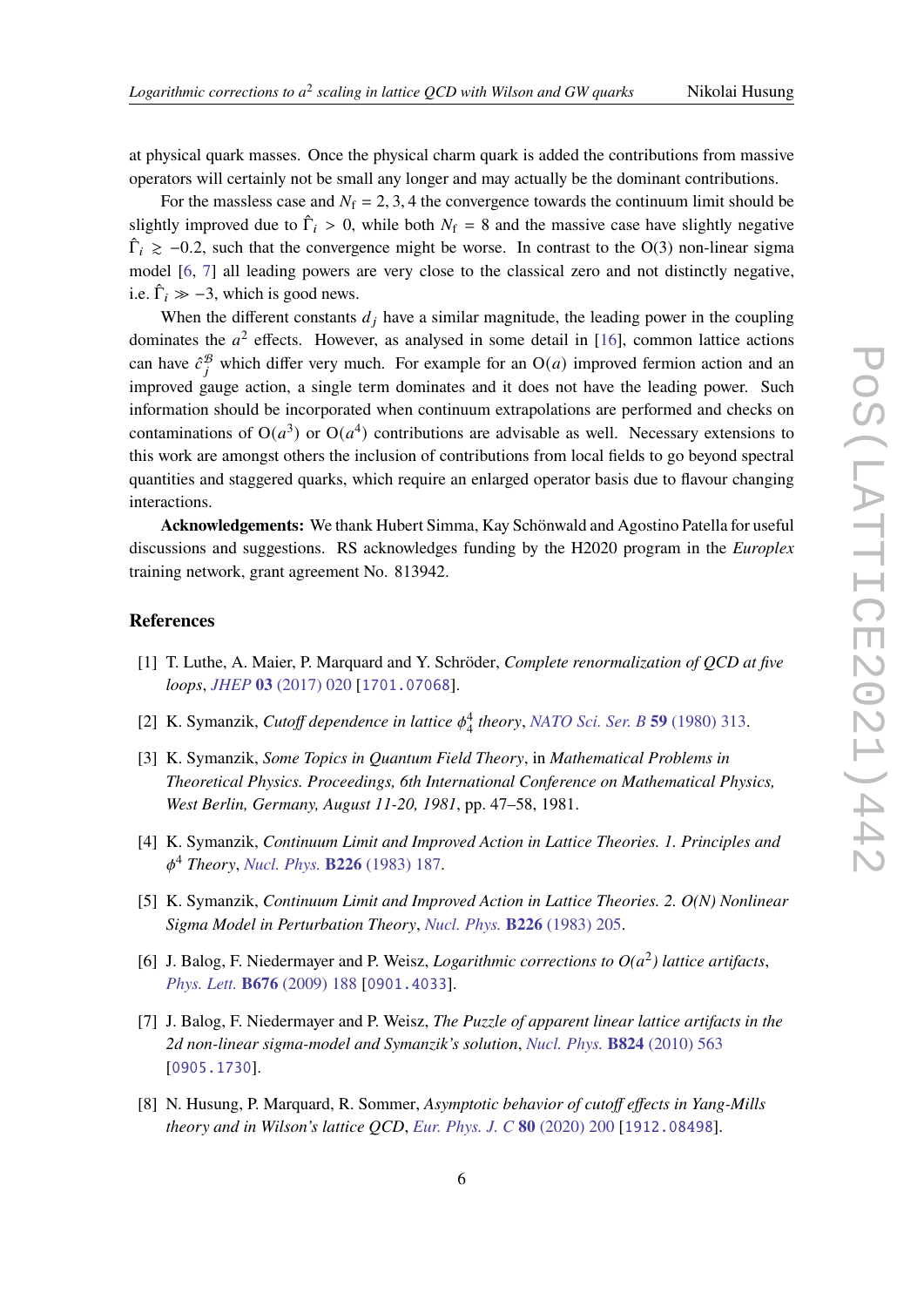at physical quark masses. Once the physical charm quark is added the contributions from massive operators will certainly not be small any longer and may actually be the dominant contributions.

For the massless case and $N_\mathrm{f} = 2, 3, 4$ the convergence towards the continuum limit should be slightly improved due to $\hat{\Gamma}_i > 0$, while both $N_\mathrm{f} = 8$ and the massive case have slightly negative $\hat{\Gamma}_i \gtrsim -0.2$, such that the convergence might be worse. In contrast to the O(3) non-linear sigma model [6, 7] all leading powers are very close to the classical zero and not distinctly negative, i.e. $\hat{\Gamma}_i \gg -3$, which is good news.

When the different constants $d_j$ have a similar magnitude, the leading power in the coupling dominates the $a^2$ effects. However, as analysed in some detail in [16], common lattice actions can have $\hat{c}_j^{\mathcal{B}}$ which differ very much. For example for an $\mathrm{O}(a)$ improved fermion action and an improved gauge action, a single term dominates and it does not have the leading power. Such information should be incorporated when continuum extrapolations are performed and checks on contaminations of $\mathrm{O}(a^3)$ or $\mathrm{O}(a^4)$ contributions are advisable as well. Necessary extensions to this work are amongst others the inclusion of contributions from local fields to go beyond spectral quantities and staggered quarks, which require an enlarged operator basis due to flavour changing interactions.

**Acknowledgements:** We thank Hubert Simma, Kay Schönwald and Agostino Patella for useful discussions and suggestions. RS acknowledges funding by the H2020 program in the *Europlex* training network, grant agreement No. 813942.

## References

[1] T. Luthe, A. Maier, P. Marquard and Y. Schröder, *Complete renormalization of QCD at five loops*, *JHEP* **03** (2017) 020 [1701.07068].

[2] K. Symanzik, *Cutoff dependence in lattice $\phi_4^4$ theory*, *NATO Sci. Ser. B* **59** (1980) 313.

[3] K. Symanzik, *Some Topics in Quantum Field Theory*, in *Mathematical Problems in Theoretical Physics. Proceedings, 6th International Conference on Mathematical Physics, West Berlin, Germany, August 11-20, 1981*, pp. 47–58, 1981.

[4] K. Symanzik, *Continuum Limit and Improved Action in Lattice Theories. 1. Principles and $\phi^4$ Theory*, *Nucl. Phys.* **B226** (1983) 187.

[5] K. Symanzik, *Continuum Limit and Improved Action in Lattice Theories. 2. O(N) Nonlinear Sigma Model in Perturbation Theory*, *Nucl. Phys.* **B226** (1983) 205.

[6] J. Balog, F. Niedermayer and P. Weisz, *Logarithmic corrections to O($a^2$) lattice artifacts*, *Phys. Lett.* **B676** (2009) 188 [0901.4033].

[7] J. Balog, F. Niedermayer and P. Weisz, *The Puzzle of apparent linear lattice artifacts in the 2d non-linear sigma-model and Symanzik's solution*, *Nucl. Phys.* **B824** (2010) 563 [0905.1730].

[8] N. Husung, P. Marquard, R. Sommer, *Asymptotic behavior of cutoff effects in Yang-Mills theory and in Wilson's lattice QCD*, *Eur. Phys. J. C* **80** (2020) 200 [1912.08498].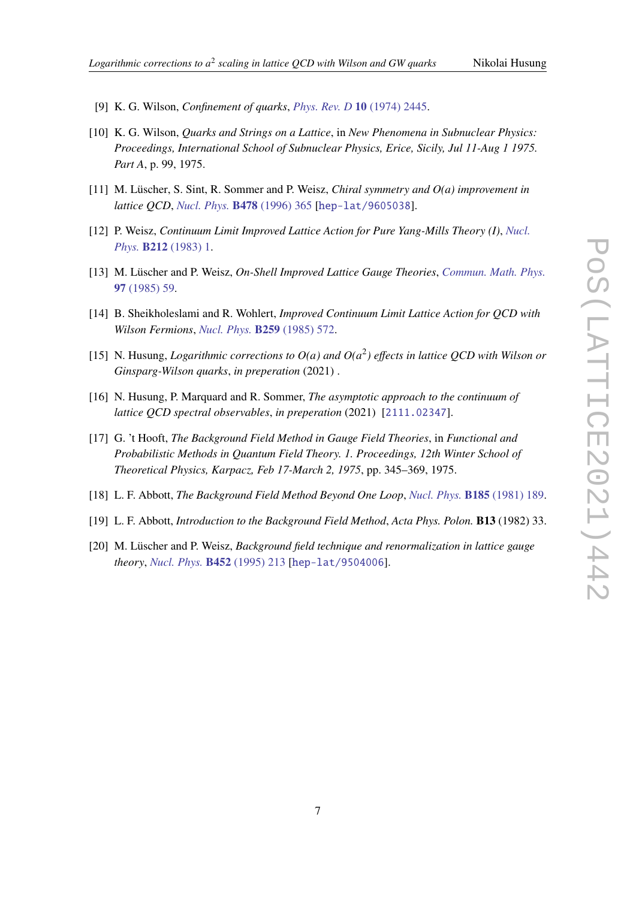[9] K. G. Wilson, *Confinement of quarks*, *Phys. Rev. D* **10** (1974) 2445.

[10] K. G. Wilson, *Quarks and Strings on a Lattice*, in *New Phenomena in Subnuclear Physics: Proceedings, International School of Subnuclear Physics, Erice, Sicily, Jul 11-Aug 1 1975. Part A*, p. 99, 1975.

[11] M. Lüscher, S. Sint, R. Sommer and P. Weisz, *Chiral symmetry and O(a) improvement in lattice QCD*, *Nucl. Phys.* **B478** (1996) 365 [hep-lat/9605038].

[12] P. Weisz, *Continuum Limit Improved Lattice Action for Pure Yang-Mills Theory (I)*, *Nucl. Phys.* **B212** (1983) 1.

[13] M. Lüscher and P. Weisz, *On-Shell Improved Lattice Gauge Theories*, *Commun. Math. Phys.* **97** (1985) 59.

[14] B. Sheikholeslami and R. Wohlert, *Improved Continuum Limit Lattice Action for QCD with Wilson Fermions*, *Nucl. Phys.* **B259** (1985) 572.

[15] N. Husung, *Logarithmic corrections to O(a) and O($a^2$) effects in lattice QCD with Wilson or Ginsparg-Wilson quarks*, *in preperation* (2021) .

[16] N. Husung, P. Marquard and R. Sommer, *The asymptotic approach to the continuum of lattice QCD spectral observables*, *in preperation* (2021) [2111.02347].

[17] G. 't Hooft, *The Background Field Method in Gauge Field Theories*, in *Functional and Probabilistic Methods in Quantum Field Theory. 1. Proceedings, 12th Winter School of Theoretical Physics, Karpacz, Feb 17-March 2, 1975*, pp. 345–369, 1975.

[18] L. F. Abbott, *The Background Field Method Beyond One Loop*, *Nucl. Phys.* **B185** (1981) 189.

[19] L. F. Abbott, *Introduction to the Background Field Method*, *Acta Phys. Polon.* **B13** (1982) 33.

[20] M. Lüscher and P. Weisz, *Background field technique and renormalization in lattice gauge theory*, *Nucl. Phys.* **B452** (1995) 213 [hep-lat/9504006].